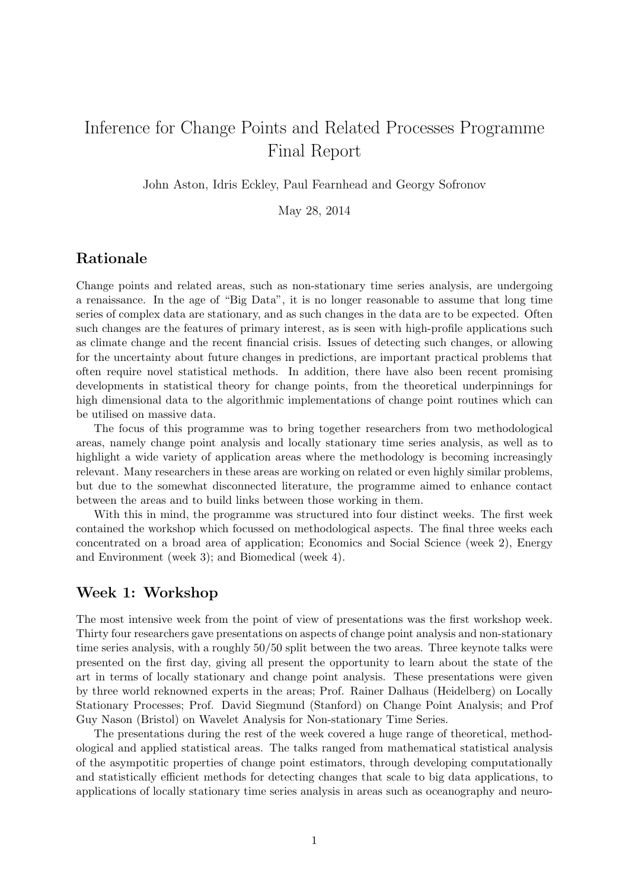# Inference for Change Points and Related Processes Programme Final Report

John Aston, Idris Eckley, Paul Fearnhead and Georgy Sofronov

May 28, 2014

## Rationale

Change points and related areas, such as non-stationary time series analysis, are undergoing a renaissance. In the age of "Big Data", it is no longer reasonable to assume that long time series of complex data are stationary, and as such changes in the data are to be expected. Often such changes are the features of primary interest, as is seen with high-profile applications such as climate change and the recent financial crisis. Issues of detecting such changes, or allowing for the uncertainty about future changes in predictions, are important practical problems that often require novel statistical methods. In addition, there have also been recent promising developments in statistical theory for change points, from the theoretical underpinnings for high dimensional data to the algorithmic implementations of change point routines which can be utilised on massive data.

The focus of this programme was to bring together researchers from two methodological areas, namely change point analysis and locally stationary time series analysis, as well as to highlight a wide variety of application areas where the methodology is becoming increasingly relevant. Many researchers in these areas are working on related or even highly similar problems, but due to the somewhat disconnected literature, the programme aimed to enhance contact between the areas and to build links between those working in them.

With this in mind, the programme was structured into four distinct weeks. The first week contained the workshop which focussed on methodological aspects. The final three weeks each concentrated on a broad area of application; Economics and Social Science (week 2), Energy and Environment (week 3); and Biomedical (week 4).

## Week 1: Workshop

The most intensive week from the point of view of presentations was the first workshop week. Thirty four researchers gave presentations on aspects of change point analysis and non-stationary time series analysis, with a roughly 50/50 split between the two areas. Three keynote talks were presented on the first day, giving all present the opportunity to learn about the state of the art in terms of locally stationary and change point analysis. These presentations were given by three world reknowned experts in the areas; Prof. Rainer Dalhaus (Heidelberg) on Locally Stationary Processes; Prof. David Siegmund (Stanford) on Change Point Analysis; and Prof Guy Nason (Bristol) on Wavelet Analysis for Non-stationary Time Series.

The presentations during the rest of the week covered a huge range of theoretical, methodological and applied statistical areas. The talks ranged from mathematical statistical analysis of the asympotitic properties of change point estimators, through developing computationally and statistically efficient methods for detecting changes that scale to big data applications, to applications of locally stationary time series analysis in areas such as oceanography and neuro-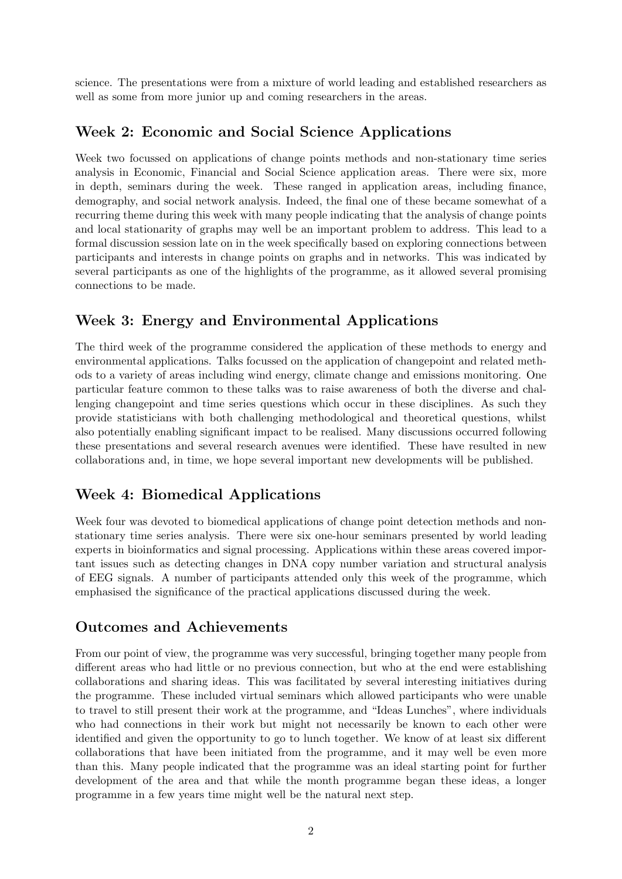science. The presentations were from a mixture of world leading and established researchers as well as some from more junior up and coming researchers in the areas.

## Week 2: Economic and Social Science Applications

Week two focussed on applications of change points methods and non-stationary time series analysis in Economic, Financial and Social Science application areas. There were six, more in depth, seminars during the week. These ranged in application areas, including finance, demography, and social network analysis. Indeed, the final one of these became somewhat of a recurring theme during this week with many people indicating that the analysis of change points and local stationarity of graphs may well be an important problem to address. This lead to a formal discussion session late on in the week specifically based on exploring connections between participants and interests in change points on graphs and in networks. This was indicated by several participants as one of the highlights of the programme, as it allowed several promising connections to be made.

## Week 3: Energy and Environmental Applications

The third week of the programme considered the application of these methods to energy and environmental applications. Talks focussed on the application of changepoint and related methods to a variety of areas including wind energy, climate change and emissions monitoring. One particular feature common to these talks was to raise awareness of both the diverse and challenging changepoint and time series questions which occur in these disciplines. As such they provide statisticians with both challenging methodological and theoretical questions, whilst also potentially enabling significant impact to be realised. Many discussions occurred following these presentations and several research avenues were identified. These have resulted in new collaborations and, in time, we hope several important new developments will be published.

## Week 4: Biomedical Applications

Week four was devoted to biomedical applications of change point detection methods and non-stationary time series analysis. There were six one-hour seminars presented by world leading experts in bioinformatics and signal processing. Applications within these areas covered important issues such as detecting changes in DNA copy number variation and structural analysis of EEG signals. A number of participants attended only this week of the programme, which emphasised the significance of the practical applications discussed during the week.

## Outcomes and Achievements

From our point of view, the programme was very successful, bringing together many people from different areas who had little or no previous connection, but who at the end were establishing collaborations and sharing ideas. This was facilitated by several interesting initiatives during the programme. These included virtual seminars which allowed participants who were unable to travel to still present their work at the programme, and "Ideas Lunches", where individuals who had connections in their work but might not necessarily be known to each other were identified and given the opportunity to go to lunch together. We know of at least six different collaborations that have been initiated from the programme, and it may well be even more than this. Many people indicated that the programme was an ideal starting point for further development of the area and that while the month programme began these ideas, a longer programme in a few years time might well be the natural next step.